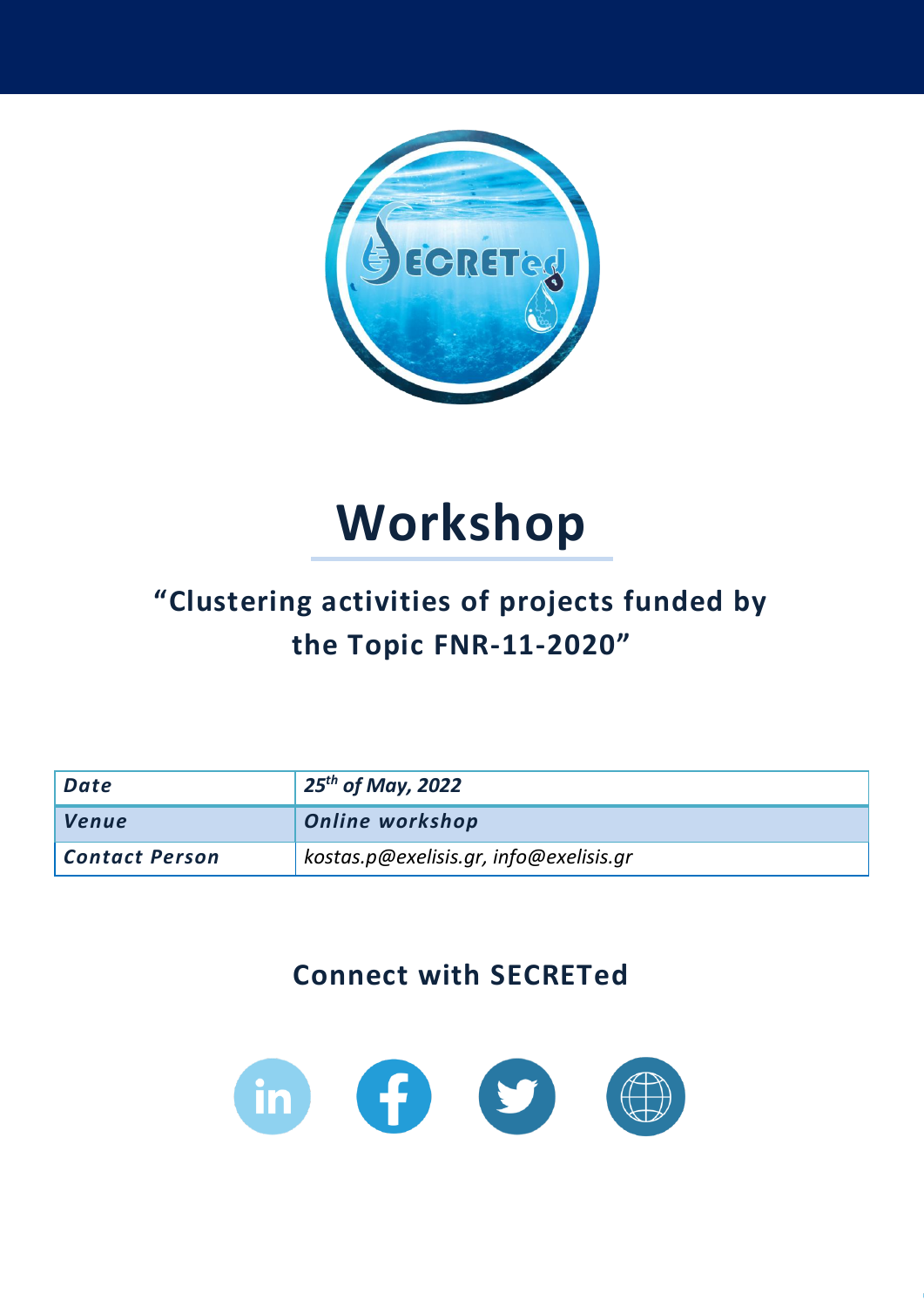# Workshop

## "Clustering activities of projects funded by the Topic FNR-11-2020"

| | |
|---|---|
| ***Date*** | ***25th of May, 2022*** |
| ***Venue*** | ***Online workshop*** |
| ***Contact Person*** | *kostas.p@exelisis.gr, info@exelisis.gr* |

## Connect with SECRETed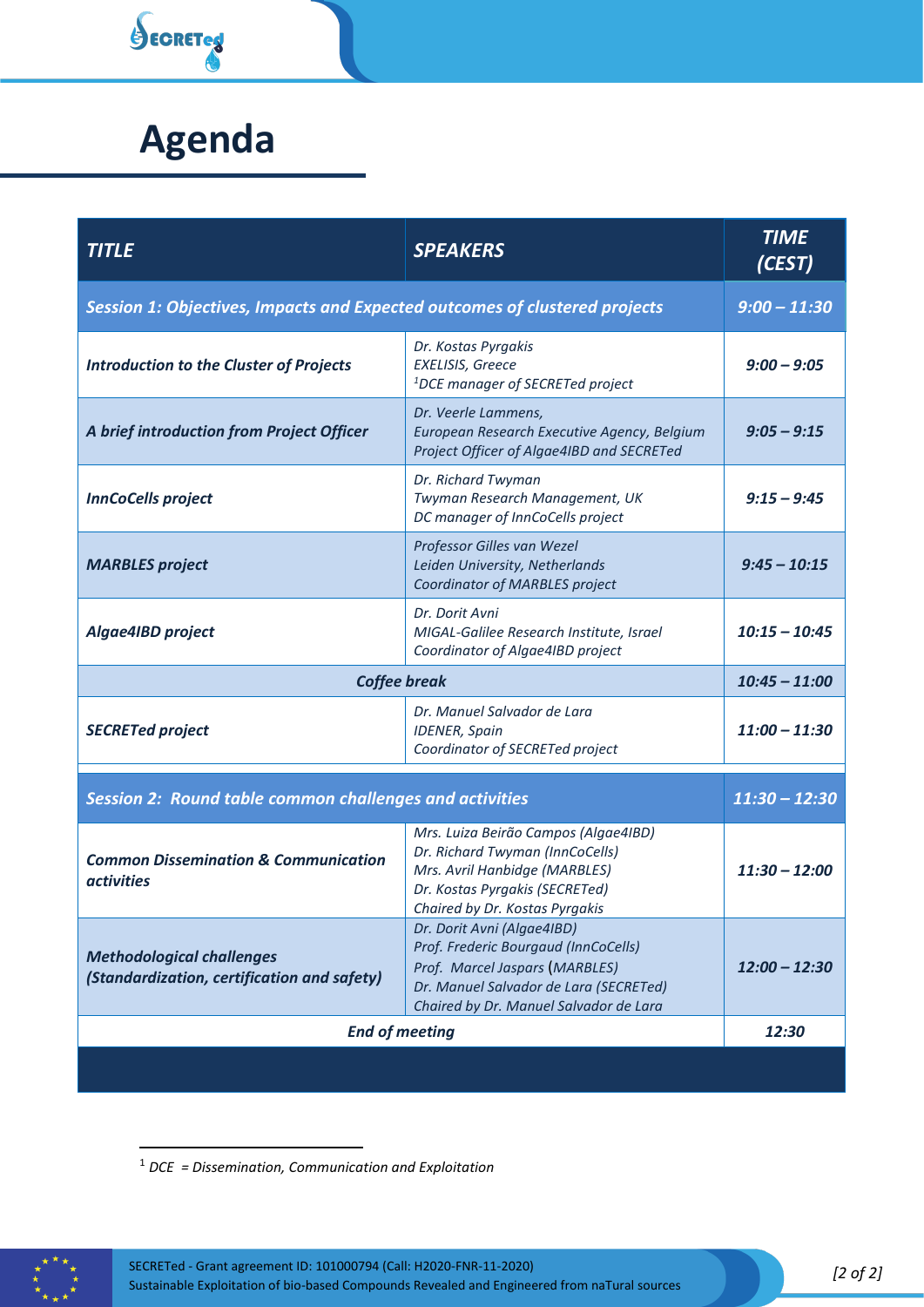# Agenda

| TITLE | SPEAKERS | TIME (CEST) |
|---|---|---|
| ***Session 1: Objectives, Impacts and Expected outcomes of clustered projects*** | | ***9:00 – 11:30*** |
| ***Introduction to the Cluster of Projects*** | *Dr. Kostas Pyrgakis*<br>*EXELISIS, Greece*<br>*[1]DCE manager of SECRETed project* | ***9:00 – 9:05*** |
| ***A brief introduction from Project Officer*** | *Dr. Veerle Lammens,*<br>*European Research Executive Agency, Belgium*<br>*Project Officer of Algae4IBD and SECRETed* | ***9:05 – 9:15*** |
| ***InnCoCells project*** | *Dr. Richard Twyman*<br>*Twyman Research Management, UK*<br>*DC manager of InnCoCells project* | ***9:15 – 9:45*** |
| ***MARBLES project*** | *Professor Gilles van Wezel*<br>*Leiden University, Netherlands*<br>*Coordinator of MARBLES project* | ***9:45 – 10:15*** |
| ***Algae4IBD project*** | *Dr. Dorit Avni*<br>*MIGAL-Galilee Research Institute, Israel*<br>*Coordinator of Algae4IBD project* | ***10:15 – 10:45*** |
| ***Coffee break*** | | ***10:45 – 11:00*** |
| ***SECRETed project*** | *Dr. Manuel Salvador de Lara*<br>*IDENER, Spain*<br>*Coordinator of SECRETed project* | ***11:00 – 11:30*** |
| ***Session 2: Round table common challenges and activities*** | | ***11:30 – 12:30*** |
| ***Common Dissemination & Communication activities*** | *Mrs. Luiza Beirão Campos (Algae4IBD)*<br>*Dr. Richard Twyman (InnCoCells)*<br>*Mrs. Avril Hanbidge (MARBLES)*<br>*Dr. Kostas Pyrgakis (SECRETed)*<br>*Chaired by Dr. Kostas Pyrgakis* | ***11:30 – 12:00*** |
| ***Methodological challenges (Standardization, certification and safety)*** | *Dr. Dorit Avni (Algae4IBD)*<br>*Prof. Frederic Bourgaud (InnCoCells)*<br>*Prof. Marcel Jaspars (MARBLES)*<br>*Dr. Manuel Salvador de Lara (SECRETed)*<br>*Chaired by Dr. Manuel Salvador de Lara* | ***12:00 – 12:30*** |
| ***End of meeting*** | | ***12:30*** |

[1] *DCE = Dissemination, Communication and Exploitation*